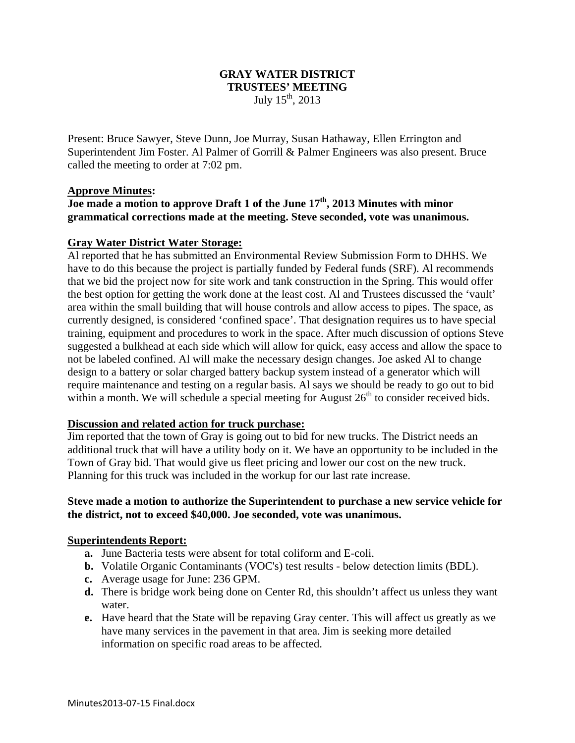# GRAY WATER DISTRICT
## TRUSTEES' MEETING
July 15th, 2013

Present: Bruce Sawyer, Steve Dunn, Joe Murray, Susan Hathaway, Ellen Errington and Superintendent Jim Foster. Al Palmer of Gorrill & Palmer Engineers was also present. Bruce called the meeting to order at 7:02 pm.

**Approve Minutes:**

**Joe made a motion to approve Draft 1 of the June 17th, 2013 Minutes with minor grammatical corrections made at the meeting. Steve seconded, vote was unanimous.**

**Gray Water District Water Storage:**

Al reported that he has submitted an Environmental Review Submission Form to DHHS. We have to do this because the project is partially funded by Federal funds (SRF). Al recommends that we bid the project now for site work and tank construction in the Spring. This would offer the best option for getting the work done at the least cost. Al and Trustees discussed the 'vault' area within the small building that will house controls and allow access to pipes. The space, as currently designed, is considered 'confined space'. That designation requires us to have special training, equipment and procedures to work in the space. After much discussion of options Steve suggested a bulkhead at each side which will allow for quick, easy access and allow the space to not be labeled confined. Al will make the necessary design changes. Joe asked Al to change design to a battery or solar charged battery backup system instead of a generator which will require maintenance and testing on a regular basis. Al says we should be ready to go out to bid within a month. We will schedule a special meeting for August 26th to consider received bids.

**Discussion and related action for truck purchase:**

Jim reported that the town of Gray is going out to bid for new trucks. The District needs an additional truck that will have a utility body on it. We have an opportunity to be included in the Town of Gray bid. That would give us fleet pricing and lower our cost on the new truck. Planning for this truck was included in the workup for our last rate increase.

**Steve made a motion to authorize the Superintendent to purchase a new service vehicle for the district, not to exceed $40,000. Joe seconded, vote was unanimous.**

**Superintendents Report:**

- **a.** June Bacteria tests were absent for total coliform and E-coli.
- **b.** Volatile Organic Contaminants (VOC's) test results - below detection limits (BDL).
- **c.** Average usage for June: 236 GPM.
- **d.** There is bridge work being done on Center Rd, this shouldn't affect us unless they want water.
- **e.** Have heard that the State will be repaving Gray center. This will affect us greatly as we have many services in the pavement in that area. Jim is seeking more detailed information on specific road areas to be affected.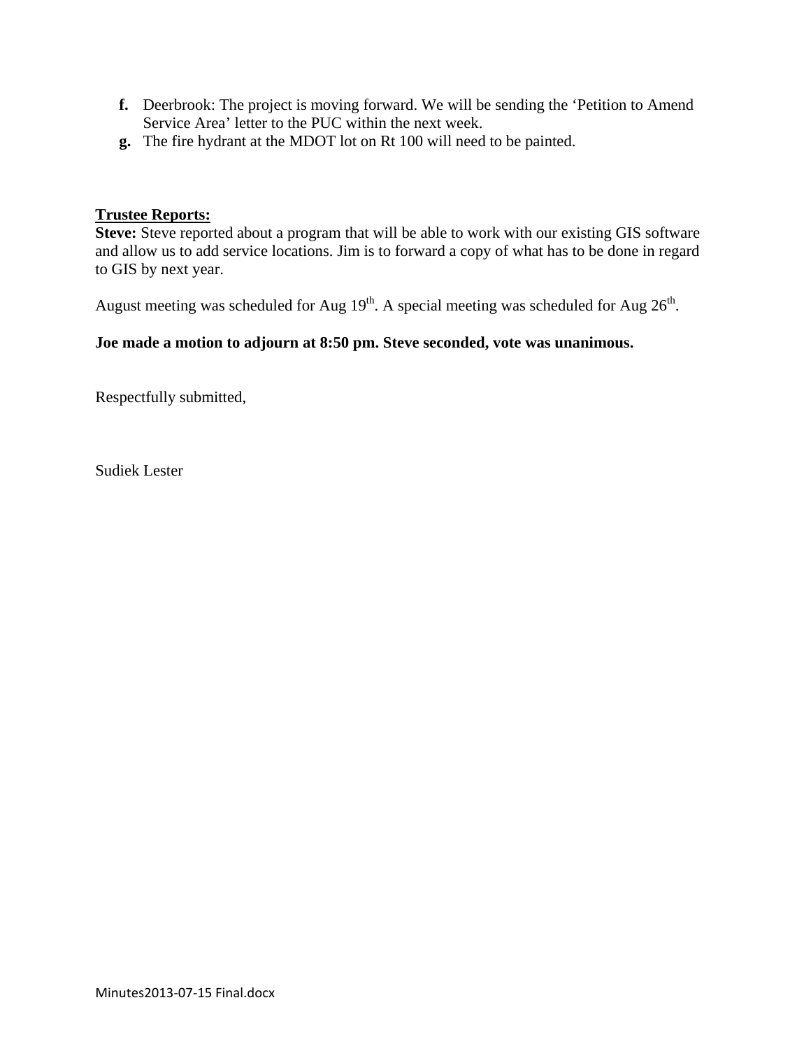f. Deerbrook: The project is moving forward. We will be sending the 'Petition to Amend Service Area' letter to the PUC within the next week.
g. The fire hydrant at the MDOT lot on Rt 100 will need to be painted.

**Trustee Reports:**

**Steve:** Steve reported about a program that will be able to work with our existing GIS software and allow us to add service locations. Jim is to forward a copy of what has to be done in regard to GIS by next year.

August meeting was scheduled for Aug 19th. A special meeting was scheduled for Aug 26th.

**Joe made a motion to adjourn at 8:50 pm. Steve seconded, vote was unanimous.**

Respectfully submitted,

Sudiek Lester